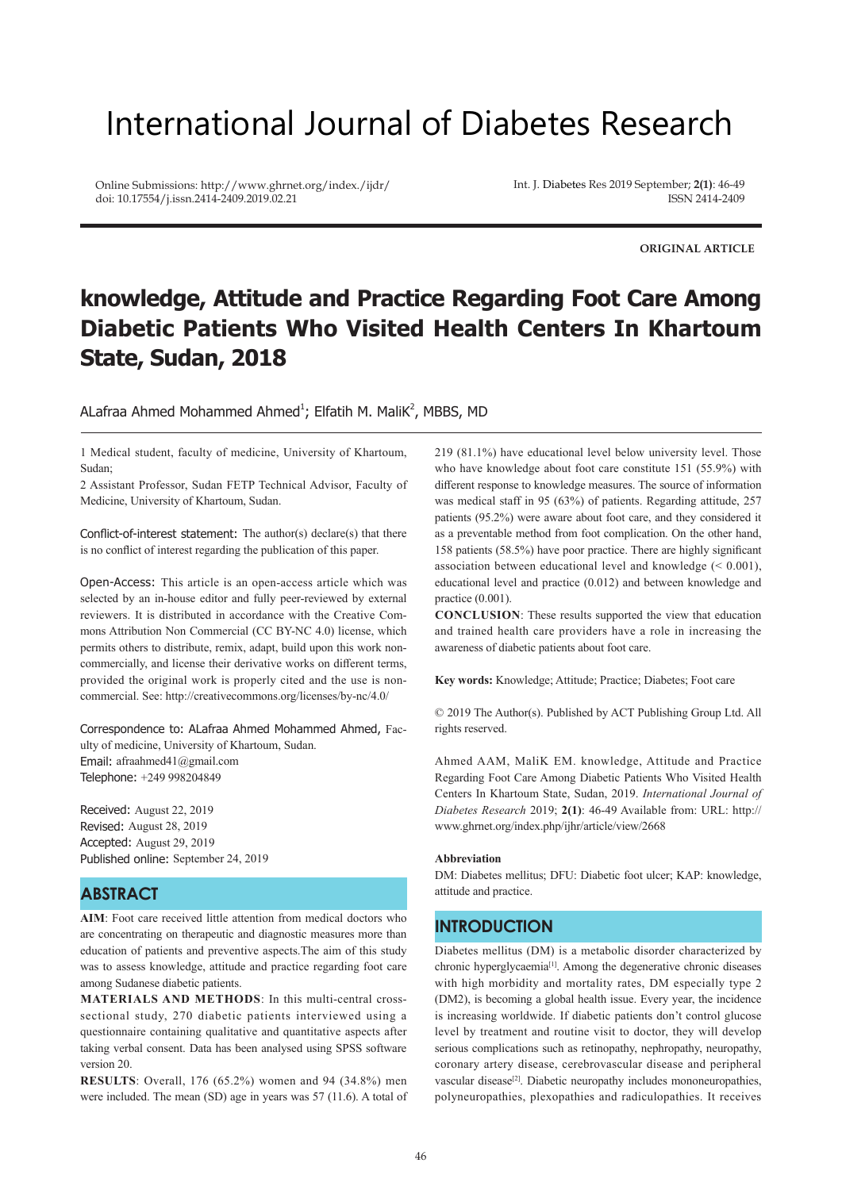# International Journal of Diabetes Research

Online Submissions: http://www.ghrnet.org/index./ijdr/
doi: 10.17554/j.issn.2414-2409.2019.02.21

Int. J. Diabetes Res 2019 September; **2(1)**: 46-49
ISSN 2414-2409

**ORIGINAL ARTICLE**

# knowledge, Attitude and Practice Regarding Foot Care Among Diabetic Patients Who Visited Health Centers In Khartoum State, Sudan, 2018

ALafraa Ahmed Mohammed Ahmed[1]; Elfatih M. MaliK[2], MBBS, MD

1 Medical student, faculty of medicine, University of Khartoum, Sudan;

2 Assistant Professor, Sudan FETP Technical Advisor, Faculty of Medicine, University of Khartoum, Sudan.

Conflict-of-interest statement: The author(s) declare(s) that there is no conflict of interest regarding the publication of this paper.

Open-Access: This article is an open-access article which was selected by an in-house editor and fully peer-reviewed by external reviewers. It is distributed in accordance with the Creative Commons Attribution Non Commercial (CC BY-NC 4.0) license, which permits others to distribute, remix, adapt, build upon this work non-commercially, and license their derivative works on different terms, provided the original work is properly cited and the use is non-commercial. See: http://creativecommons.org/licenses/by-nc/4.0/

Correspondence to: ALafraa Ahmed Mohammed Ahmed, Faculty of medicine, University of Khartoum, Sudan.
Email: afraahmed41@gmail.com
Telephone: +249 998204849

Received: August 22, 2019
Revised: August 28, 2019
Accepted: August 29, 2019
Published online: September 24, 2019

## ABSTRACT

**AIM**: Foot care received little attention from medical doctors who are concentrating on therapeutic and diagnostic measures more than education of patients and preventive aspects.The aim of this study was to assess knowledge, attitude and practice regarding foot care among Sudanese diabetic patients.

**MATERIALS AND METHODS**: In this multi-central cross-sectional study, 270 diabetic patients interviewed using a questionnaire containing qualitative and quantitative aspects after taking verbal consent. Data has been analysed using SPSS software version 20.

**RESULTS**: Overall, 176 (65.2%) women and 94 (34.8%) men were included. The mean (SD) age in years was 57 (11.6). A total of 219 (81.1%) have educational level below university level. Those who have knowledge about foot care constitute 151 (55.9%) with different response to knowledge measures. The source of information was medical staff in 95 (63%) of patients. Regarding attitude, 257 patients (95.2%) were aware about foot care, and they considered it as a preventable method from foot complication. On the other hand, 158 patients (58.5%) have poor practice. There are highly significant association between educational level and knowledge (< 0.001), educational level and practice (0.012) and between knowledge and practice (0.001).

**CONCLUSION**: These results supported the view that education and trained health care providers have a role in increasing the awareness of diabetic patients about foot care.

**Key words:** Knowledge; Attitude; Practice; Diabetes; Foot care

© 2019 The Author(s). Published by ACT Publishing Group Ltd. All rights reserved.

Ahmed AAM, MaliK EM. knowledge, Attitude and Practice Regarding Foot Care Among Diabetic Patients Who Visited Health Centers In Khartoum State, Sudan, 2019. *International Journal of Diabetes Research* 2019; **2(1)**: 46-49 Available from: URL: http://www.ghrnet.org/index.php/ijhr/article/view/2668

**Abbreviation**

DM: Diabetes mellitus; DFU: Diabetic foot ulcer; KAP: knowledge, attitude and practice.

## INTRODUCTION

Diabetes mellitus (DM) is a metabolic disorder characterized by chronic hyperglycaemia[1]. Among the degenerative chronic diseases with high morbidity and mortality rates, DM especially type 2 (DM2), is becoming a global health issue. Every year, the incidence is increasing worldwide. If diabetic patients don't control glucose level by treatment and routine visit to doctor, they will develop serious complications such as retinopathy, nephropathy, neuropathy, coronary artery disease, cerebrovascular disease and peripheral vascular disease[2]. Diabetic neuropathy includes mononeuropathies, polyneuropathies, plexopathies and radiculopathies. It receives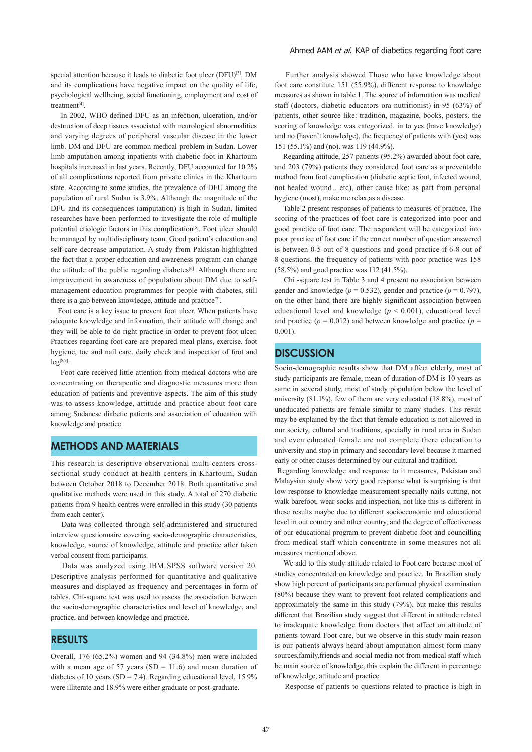special attention because it leads to diabetic foot ulcer (DFU)[3]. DM and its complications have negative impact on the quality of life, psychological wellbeing, social functioning, employment and cost of treatment[4].

In 2002, WHO defined DFU as an infection, ulceration, and/or destruction of deep tissues associated with neurological abnormalities and varying degrees of peripheral vascular disease in the lower limb. DM and DFU are common medical problem in Sudan. Lower limb amputation among inpatients with diabetic foot in Khartoum hospitals increased in last years. Recently, DFU accounted for 10.2% of all complications reported from private clinics in the Khartoum state. According to some studies, the prevalence of DFU among the population of rural Sudan is 3.9%. Although the magnitude of the DFU and its consequences (amputation) is high in Sudan, limited researches have been performed to investigate the role of multiple potential etiologic factors in this complication[5]. Foot ulcer should be managed by multidisciplinary team. Good patient's education and self-care decrease amputation. A study from Pakistan highlighted the fact that a proper education and awareness program can change the attitude of the public regarding diabetes[6]. Although there are improvement in awareness of population about DM due to self-management education programmes for people with diabetes, still there is a gab between knowledge, attitude and practice[7].

Foot care is a key issue to prevent foot ulcer. When patients have adequate knowledge and information, their attitude will change and they will be able to do right practice in order to prevent foot ulcer. Practices regarding foot care are prepared meal plans, exercise, foot hygiene, toe and nail care, daily check and inspection of foot and leg[8,9].

Foot care received little attention from medical doctors who are concentrating on therapeutic and diagnostic measures more than education of patients and preventive aspects. The aim of this study was to assess knowledge, attitude and practice about foot care among Sudanese diabetic patients and association of education with knowledge and practice.

## METHODS AND MATERIALS

This research is descriptive observational multi-centers cross-sectional study conduct at health centers in Khartoum, Sudan between October 2018 to December 2018. Both quantitative and qualitative methods were used in this study. A total of 270 diabetic patients from 9 health centres were enrolled in this study (30 patients from each center).

Data was collected through self-administered and structured interview questionnaire covering socio-demographic characteristics, knowledge, source of knowledge, attitude and practice after taken verbal consent from participants.

Data was analyzed using IBM SPSS software version 20. Descriptive analysis performed for quantitative and qualitative measures and displayed as frequency and percentages in form of tables. Chi-square test was used to assess the association between the socio-demographic characteristics and level of knowledge, and practice, and between knowledge and practice.

## RESULTS

Overall, 176 (65.2%) women and 94 (34.8%) men were included with a mean age of 57 years (SD = 11.6) and mean duration of diabetes of 10 years (SD = 7.4). Regarding educational level, 15.9% were illiterate and 18.9% were either graduate or post-graduate.

Further analysis showed Those who have knowledge about foot care constitute 151 (55.9%), different response to knowledge measures as shown in table 1. The source of information was medical staff (doctors, diabetic educators ora nutritionist) in 95 (63%) of patients, other source like: tradition, magazine, books, posters. the scoring of knowledge was categorized. in to yes (have knowledge) and no (haven't knowledge), the frequency of patients with (yes) was 151 (55.1%) and (no). was 119 (44.9%).

Regarding attitude, 257 patients (95.2%) awarded about foot care, and 203 (79%) patients they considered foot care as a preventable method from foot complication (diabetic septic foot, infected wound, not healed wound…etc), other cause like: as part from personal hygiene (most), make me relax,as a disease.

Table 2 present responses of patients to measures of practice, The scoring of the practices of foot care is categorized into poor and good practice of foot care. The respondent will be categorized into poor practice of foot care if the correct number of question answered is between 0-5 out of 8 questions and good practice if 6-8 out of 8 questions. the frequency of patients with poor practice was 158 (58.5%) and good practice was 112 (41.5%).

Chi -square test in Table 3 and 4 present no association between gender and knowledge ($p = 0.532$), gender and practice ($p = 0.797$), on the other hand there are highly significant association between educational level and knowledge ($p < 0.001$), educational level and practice ($p = 0.012$) and between knowledge and practice ($p = 0.001$).

## DISCUSSION

Socio-demographic results show that DM affect elderly, most of study participants are female, mean of duration of DM is 10 years as same in several study, most of study population below the level of university (81.1%), few of them are very educated (18.8%), most of uneducated patients are female similar to many studies. This result may be explained by the fact that female education is not allowed in our society, cultural and traditions, specially in rural area in Sudan and even educated female are not complete there education to university and stop in primary and secondary level because it married early or other causes determined by our cultural and tradition.

Regarding knowledge and response to it measures, Pakistan and Malaysian study show very good response what is surprising is that low response to knowledge measurement specially nails cutting, not walk barefoot, wear socks and inspection, not like this is different in these results maybe due to different socioeconomic and educational level in out country and other country, and the degree of effectiveness of our educational program to prevent diabetic foot and councilling from medical staff which concentrate in some measures not all measures mentioned above.

We add to this study attitude related to Foot care because most of studies concentrated on knowledge and practice. In Brazilian study show high percent of participants are performed physical examination (80%) because they want to prevent foot related complications and approximately the same in this study (79%), but make this results different that Brazilian study suggest that different in attitude related to inadequate knowledge from doctors that affect on attitude of patients toward Foot care, but we observe in this study main reason is our patients always heard about amputation almost form many sources,family,friends and social media not from medical staff which be main source of knowledge, this explain the different in percentage of knowledge, attitude and practice.

Response of patients to questions related to practice is high in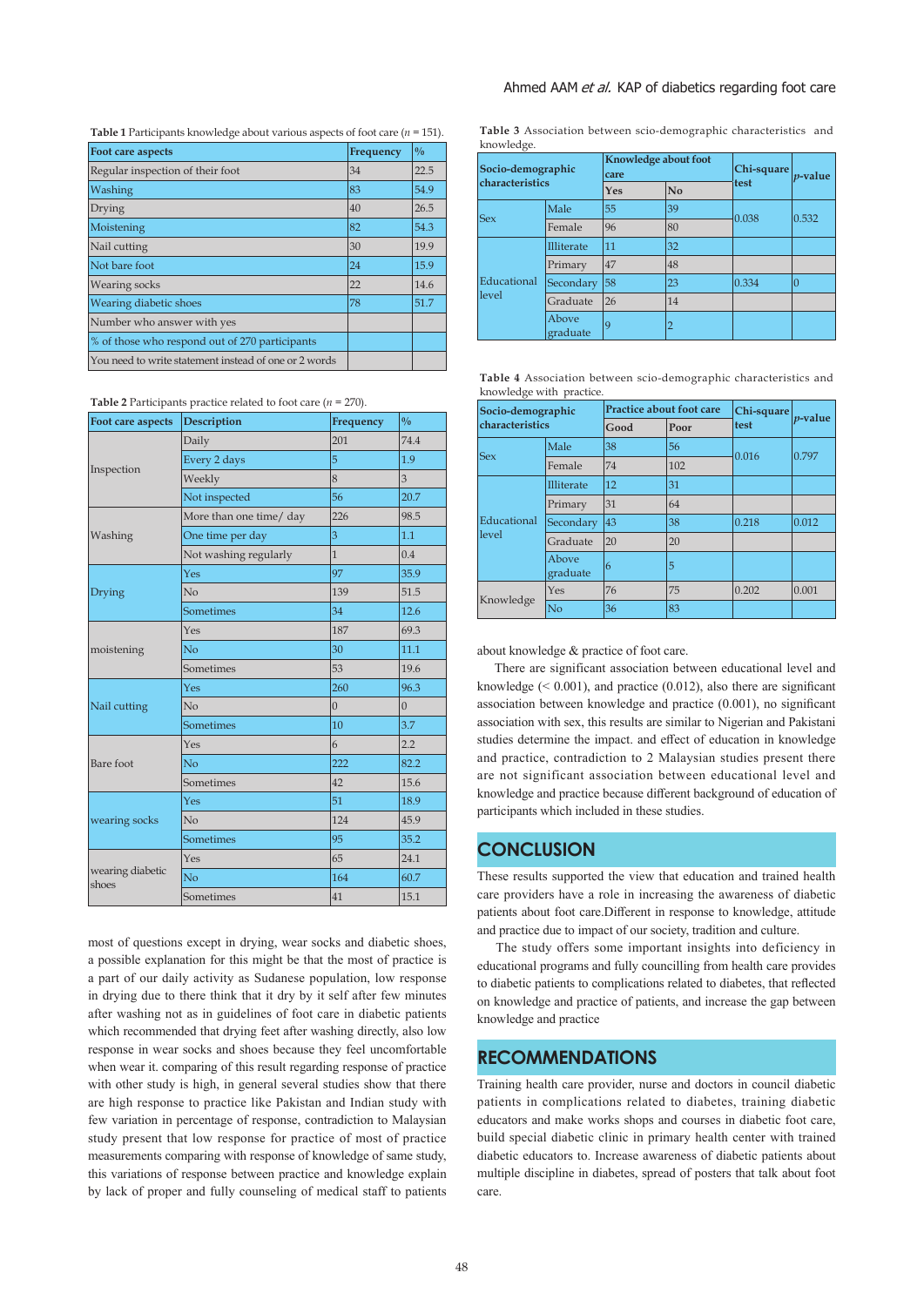**Table 1** Participants knowledge about various aspects of foot care ($n$ = 151).

| Foot care aspects | Frequency | % |
|---|---|---|
| Regular inspection of their foot | 34 | 22.5 |
| Washing | 83 | 54.9 |
| Drying | 40 | 26.5 |
| Moistening | 82 | 54.3 |
| Nail cutting | 30 | 19.9 |
| Not bare foot | 24 | 15.9 |
| Wearing socks | 22 | 14.6 |
| Wearing diabetic shoes | 78 | 51.7 |
| Number who answer with yes | | |
| % of those who respond out of 270 participants | | |
| You need to write statement instead of one or 2 words | | |

**Table 2** Participants practice related to foot care ($n$ = 270).

| Foot care aspects | Description | Frequency | % |
|---|---|---|---|
| Inspection | Daily | 201 | 74.4 |
| | Every 2 days | 5 | 1.9 |
| | Weekly | 8 | 3 |
| | Not inspected | 56 | 20.7 |
| Washing | More than one time/ day | 226 | 98.5 |
| | One time per day | 3 | 1.1 |
| | Not washing regularly | 1 | 0.4 |
| Drying | Yes | 97 | 35.9 |
| | No | 139 | 51.5 |
| | Sometimes | 34 | 12.6 |
| moistening | Yes | 187 | 69.3 |
| | No | 30 | 11.1 |
| | Sometimes | 53 | 19.6 |
| Nail cutting | Yes | 260 | 96.3 |
| | No | 0 | 0 |
| | Sometimes | 10 | 3.7 |
| Bare foot | Yes | 6 | 2.2 |
| | No | 222 | 82.2 |
| | Sometimes | 42 | 15.6 |
| wearing socks | Yes | 51 | 18.9 |
| | No | 124 | 45.9 |
| | Sometimes | 95 | 35.2 |
| wearing diabetic shoes | Yes | 65 | 24.1 |
| | No | 164 | 60.7 |
| | Sometimes | 41 | 15.1 |

most of questions except in drying, wear socks and diabetic shoes, a possible explanation for this might be that the most of practice is a part of our daily activity as Sudanese population, low response in drying due to there think that it dry by it self after few minutes after washing not as in guidelines of foot care in diabetic patients which recommended that drying feet after washing directly, also low response in wear socks and shoes because they feel uncomfortable when wear it. comparing of this result regarding response of practice with other study is high, in general several studies show that there are high response to practice like Pakistan and Indian study with few variation in percentage of response, contradiction to Malaysian study present that low response for practice of most of practice measurements comparing with response of knowledge of same study, this variations of response between practice and knowledge explain by lack of proper and fully counseling of medical staff to patients

**Table 3** Association between scio-demographic characteristics and knowledge.

| Socio-demographic characteristics | | Knowledge about foot care | | Chi-square test | $p$-value |
|---|---|---|---|---|---|
| | | Yes | No | | |
| Sex | Male | 55 | 39 | 0.038 | 0.532 |
| | Female | 96 | 80 | | |
| Educational level | Illiterate | 11 | 32 | | |
| | Primary | 47 | 48 | | |
| | Secondary | 58 | 23 | 0.334 | 0 |
| | Graduate | 26 | 14 | | |
| | Above graduate | 9 | 2 | | |

**Table 4** Association between scio-demographic characteristics and knowledge with practice.

| Socio-demographic characteristics | | Practice about foot care | | Chi-square test | $p$-value |
|---|---|---|---|---|---|
| | | Good | Poor | | |
| Sex | Male | 38 | 56 | 0.016 | 0.797 |
| | Female | 74 | 102 | | |
| Educational level | Illiterate | 12 | 31 | | |
| | Primary | 31 | 64 | | |
| | Secondary | 43 | 38 | 0.218 | 0.012 |
| | Graduate | 20 | 20 | | |
| | Above graduate | 6 | 5 | | |
| Knowledge | Yes | 76 | 75 | 0.202 | 0.001 |
| | No | 36 | 83 | | |

about knowledge & practice of foot care.

There are significant association between educational level and knowledge (< 0.001), and practice (0.012), also there are significant association between knowledge and practice (0.001), no significant association with sex, this results are similar to Nigerian and Pakistani studies determine the impact. and effect of education in knowledge and practice, contradiction to 2 Malaysian studies present there are not significant association between educational level and knowledge and practice because different background of education of participants which included in these studies.

## CONCLUSION

These results supported the view that education and trained health care providers have a role in increasing the awareness of diabetic patients about foot care.Different in response to knowledge, attitude and practice due to impact of our society, tradition and culture.

The study offers some important insights into deficiency in educational programs and fully councilling from health care provides to diabetic patients to complications related to diabetes, that reflected on knowledge and practice of patients, and increase the gap between knowledge and practice

## RECOMMENDATIONS

Training health care provider, nurse and doctors in council diabetic patients in complications related to diabetes, training diabetic educators and make works shops and courses in diabetic foot care, build special diabetic clinic in primary health center with trained diabetic educators to. Increase awareness of diabetic patients about multiple discipline in diabetes, spread of posters that talk about foot care.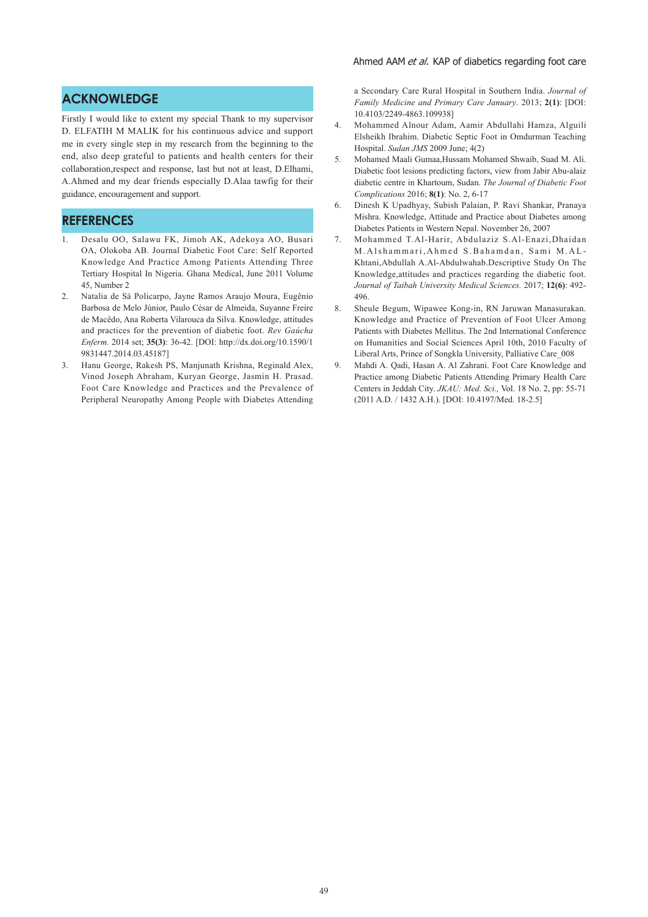## ACKNOWLEDGE

Firstly I would like to extent my special Thank to my supervisor D. ELFATIH M MALIK for his continuous advice and support me in every single step in my research from the beginning to the end, also deep grateful to patients and health centers for their collaboration,respect and response, last but not at least, D.Elhami, A.Ahmed and my dear friends especially D.Alaa tawfig for their guidance, encouragement and support.

## REFERENCES

1. Desalu OO, Salawu FK, Jimoh AK, Adekoya AO, Busari OA, Olokoba AB. Journal Diabetic Foot Care: Self Reported Knowledge And Practice Among Patients Attending Three Tertiary Hospital In Nigeria. Ghana Medical, June 2011 Volume 45, Number 2
2. Natalia de Sá Policarpo, Jayne Ramos Araujo Moura, Eugênio Barbosa de Melo Júnior, Paulo César de Almeida, Suyanne Freire de Macêdo, Ana Roberta Vilarouca da Silva. Knowledge, attitudes and practices for the prevention of diabetic foot. *Rev Gaúcha Enferm.* 2014 set; **35(3)**: 36-42. [DOI: http://dx.doi.org/10.1590/19831447.2014.03.45187]
3. Hanu George, Rakesh PS, Manjunath Krishna, Reginald Alex, Vinod Joseph Abraham, Kuryan George, Jasmin H. Prasad. Foot Care Knowledge and Practices and the Prevalence of Peripheral Neuropathy Among People with Diabetes Attending a Secondary Care Rural Hospital in Southern India. *Journal of Family Medicine and Primary Care January*. 2013; **2(1)**: [DOI: 10.4103/2249-4863.109938]
4. Mohammed Alnour Adam, Aamir Abdullahi Hamza, Alguili Elsheikh Ibrahim. Diabetic Septic Foot in Omdurman Teaching Hospital. *Sudan JMS* 2009 June; 4(2)
5. Mohamed Maali Gumaa,Hussam Mohamed Shwaib, Suad M. Ali. Diabetic foot lesions predicting factors, view from Jabir Abu-alaiz diabetic centre in Khartoum, Sudan. *The Journal of Diabetic Foot Complications* 2016; **8(1)**: No. 2, 6-17
6. Dinesh K Upadhyay, Subish Palaian, P. Ravi Shankar, Pranaya Mishra. Knowledge, Attitude and Practice about Diabetes among Diabetes Patients in Western Nepal. November 26, 2007
7. Mohammed T.Al-Harir, Abdulaziz S.Al-Enazi,Dhaidan M.Alshammari,Ahmed S.Bahamdan, Sami M.AL-Khtani,Abdullah A.Al-Abdulwahab.Descriptive Study On The Knowledge,attitudes and practices regarding the diabetic foot. *Journal of Taibah University Medical Sciences.* 2017; **12(6)**: 492-496.
8. Sheule Begum, Wipawee Kong-in, RN Jaruwan Manasurakan. Knowledge and Practice of Prevention of Foot Ulcer Among Patients with Diabetes Mellitus. The 2nd International Conference on Humanities and Social Sciences April 10th, 2010 Faculty of Liberal Arts, Prince of Songkla University, Palliative Care_008
9. Mahdi A. Qadi, Hasan A. Al Zahrani. Foot Care Knowledge and Practice among Diabetic Patients Attending Primary Health Care Centers in Jeddah City. *JKAU: Med. Sci.,* Vol. 18 No. 2, pp: 55-71 (2011 A.D. / 1432 A.H.). [DOI: 10.4197/Med. 18-2.5]